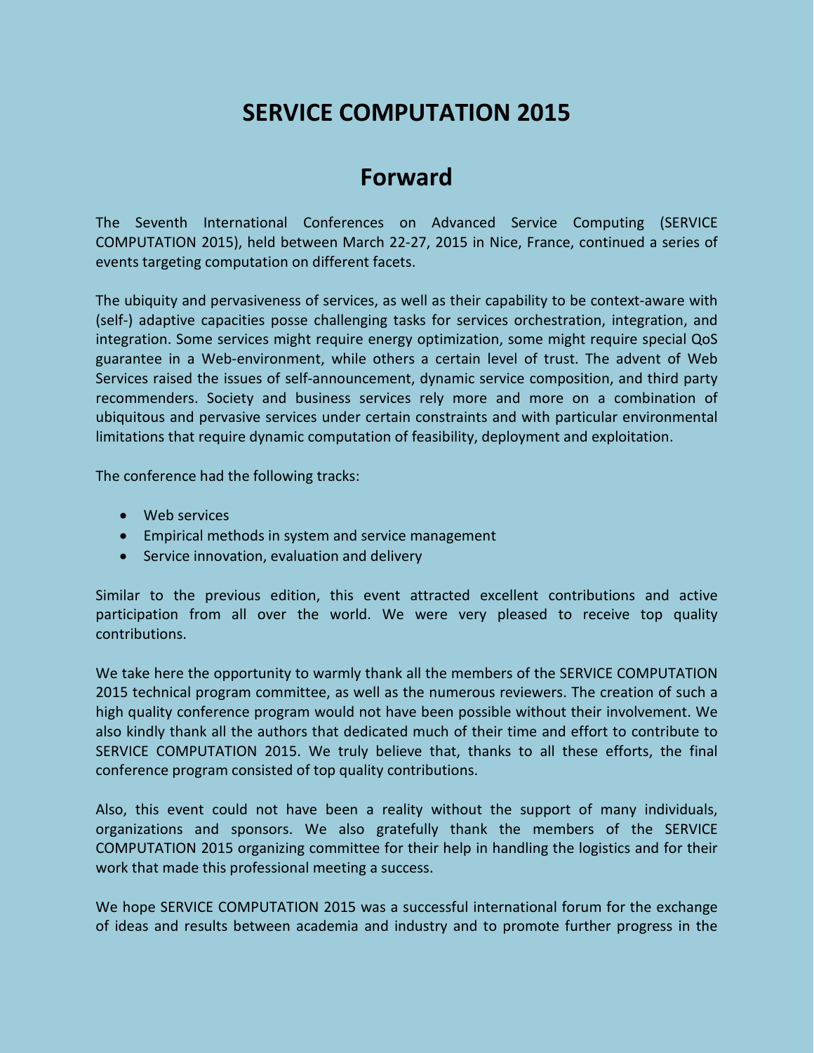# SERVICE COMPUTATION 2015

## Forward

The Seventh International Conferences on Advanced Service Computing (SERVICE COMPUTATION 2015), held between March 22-27, 2015 in Nice, France, continued a series of events targeting computation on different facets.

The ubiquity and pervasiveness of services, as well as their capability to be context-aware with (self-) adaptive capacities posse challenging tasks for services orchestration, integration, and integration. Some services might require energy optimization, some might require special QoS guarantee in a Web-environment, while others a certain level of trust. The advent of Web Services raised the issues of self-announcement, dynamic service composition, and third party recommenders. Society and business services rely more and more on a combination of ubiquitous and pervasive services under certain constraints and with particular environmental limitations that require dynamic computation of feasibility, deployment and exploitation.

The conference had the following tracks:

- Web services
- Empirical methods in system and service management
- Service innovation, evaluation and delivery

Similar to the previous edition, this event attracted excellent contributions and active participation from all over the world. We were very pleased to receive top quality contributions.

We take here the opportunity to warmly thank all the members of the SERVICE COMPUTATION 2015 technical program committee, as well as the numerous reviewers. The creation of such a high quality conference program would not have been possible without their involvement. We also kindly thank all the authors that dedicated much of their time and effort to contribute to SERVICE COMPUTATION 2015. We truly believe that, thanks to all these efforts, the final conference program consisted of top quality contributions.

Also, this event could not have been a reality without the support of many individuals, organizations and sponsors. We also gratefully thank the members of the SERVICE COMPUTATION 2015 organizing committee for their help in handling the logistics and for their work that made this professional meeting a success.

We hope SERVICE COMPUTATION 2015 was a successful international forum for the exchange of ideas and results between academia and industry and to promote further progress in the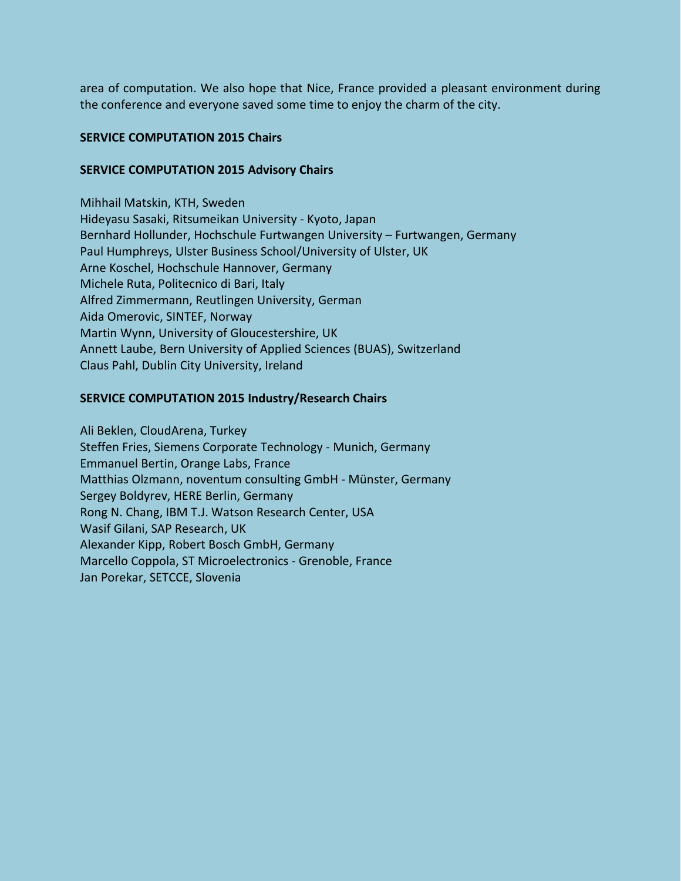area of computation. We also hope that Nice, France provided a pleasant environment during the conference and everyone saved some time to enjoy the charm of the city.

**SERVICE COMPUTATION 2015 Chairs**

**SERVICE COMPUTATION 2015 Advisory Chairs**

Mihhail Matskin, KTH, Sweden
Hideyasu Sasaki, Ritsumeikan University - Kyoto, Japan
Bernhard Hollunder, Hochschule Furtwangen University – Furtwangen, Germany
Paul Humphreys, Ulster Business School/University of Ulster, UK
Arne Koschel, Hochschule Hannover, Germany
Michele Ruta, Politecnico di Bari, Italy
Alfred Zimmermann, Reutlingen University, German
Aida Omerovic, SINTEF, Norway
Martin Wynn, University of Gloucestershire, UK
Annett Laube, Bern University of Applied Sciences (BUAS), Switzerland
Claus Pahl, Dublin City University, Ireland

**SERVICE COMPUTATION 2015 Industry/Research Chairs**

Ali Beklen, CloudArena, Turkey
Steffen Fries, Siemens Corporate Technology - Munich, Germany
Emmanuel Bertin, Orange Labs, France
Matthias Olzmann, noventum consulting GmbH - Münster, Germany
Sergey Boldyrev, HERE Berlin, Germany
Rong N. Chang, IBM T.J. Watson Research Center, USA
Wasif Gilani, SAP Research, UK
Alexander Kipp, Robert Bosch GmbH, Germany
Marcello Coppola, ST Microelectronics - Grenoble, France
Jan Porekar, SETCCE, Slovenia